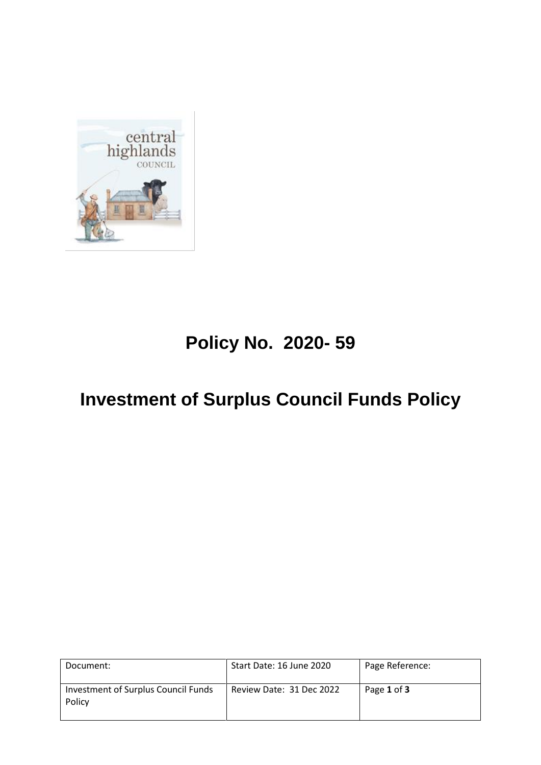# Policy No. 2020- 59

# Investment of Surplus Council Funds Policy

| Document: | Start Date: 16 June 2020 | Page Reference: |
|---|---|---|
| Investment of Surplus Council Funds Policy | Review Date: 31 Dec 2022 | Page **1** of **3** |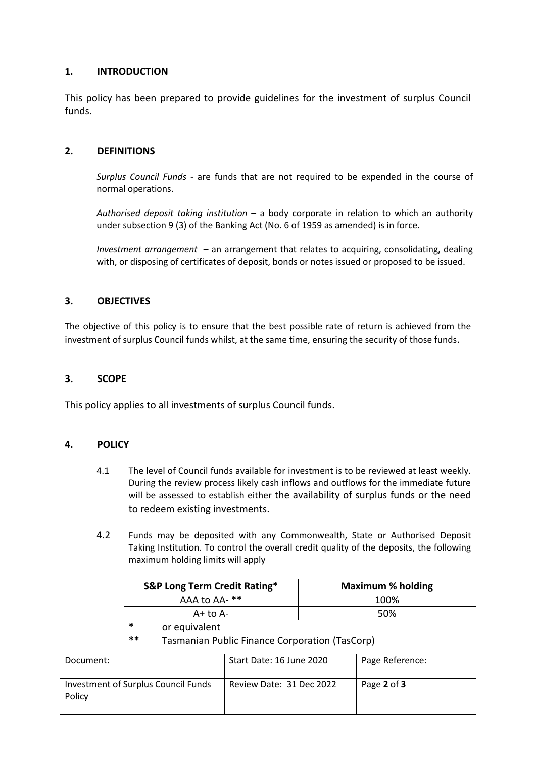## 1. INTRODUCTION

This policy has been prepared to provide guidelines for the investment of surplus Council funds.

## 2. DEFINITIONS

*Surplus Council Funds* - are funds that are not required to be expended in the course of normal operations.

*Authorised deposit taking institution* – a body corporate in relation to which an authority under subsection 9 (3) of the Banking Act (No. 6 of 1959 as amended) is in force.

*Investment arrangement* – an arrangement that relates to acquiring, consolidating, dealing with, or disposing of certificates of deposit, bonds or notes issued or proposed to be issued.

## 3. OBJECTIVES

The objective of this policy is to ensure that the best possible rate of return is achieved from the investment of surplus Council funds whilst, at the same time, ensuring the security of those funds.

## 3. SCOPE

This policy applies to all investments of surplus Council funds.

## 4. POLICY

4.1 The level of Council funds available for investment is to be reviewed at least weekly. During the review process likely cash inflows and outflows for the immediate future will be assessed to establish either the availability of surplus funds or the need to redeem existing investments.

4.2 Funds may be deposited with any Commonwealth, State or Authorised Deposit Taking Institution. To control the overall credit quality of the deposits, the following maximum holding limits will apply

| S&P Long Term Credit Rating* | Maximum % holding |
|---|---|
| AAA to AA- ** | 100% |
| A+ to A- | 50% |

\* or equivalent

\*\* Tasmanian Public Finance Corporation (TasCorp)

| Document: | Start Date: 16 June 2020 | Page Reference: |
|---|---|---|
| Investment of Surplus Council Funds Policy | Review Date: 31 Dec 2022 | Page **2** of **3** |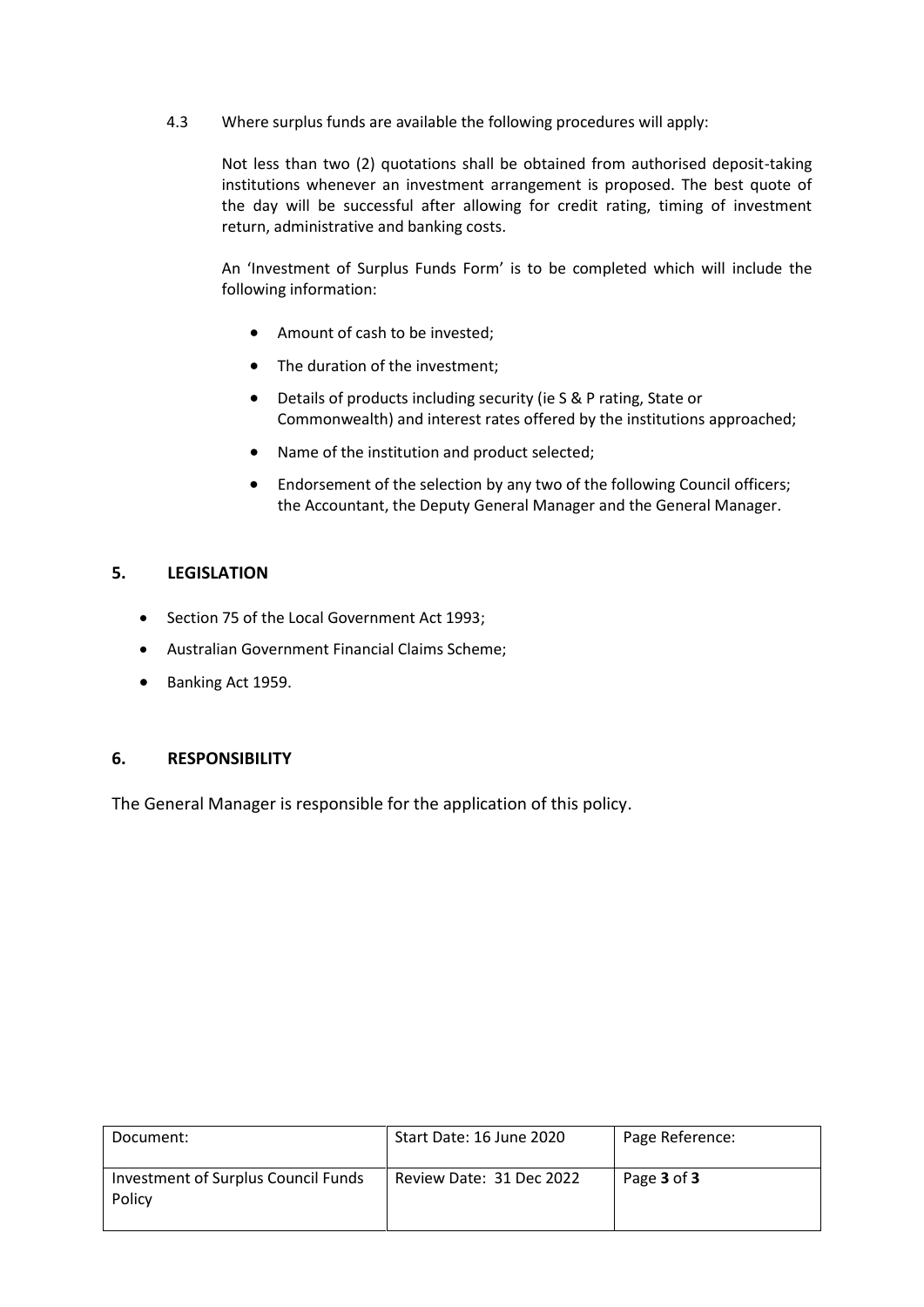4.3 Where surplus funds are available the following procedures will apply:

Not less than two (2) quotations shall be obtained from authorised deposit-taking institutions whenever an investment arrangement is proposed. The best quote of the day will be successful after allowing for credit rating, timing of investment return, administrative and banking costs.

An 'Investment of Surplus Funds Form' is to be completed which will include the following information:

- Amount of cash to be invested;
- The duration of the investment;
- Details of products including security (ie S & P rating, State or Commonwealth) and interest rates offered by the institutions approached;
- Name of the institution and product selected;
- Endorsement of the selection by any two of the following Council officers; the Accountant, the Deputy General Manager and the General Manager.

## 5. LEGISLATION

- Section 75 of the Local Government Act 1993;
- Australian Government Financial Claims Scheme;
- Banking Act 1959.

## 6. RESPONSIBILITY

The General Manager is responsible for the application of this policy.